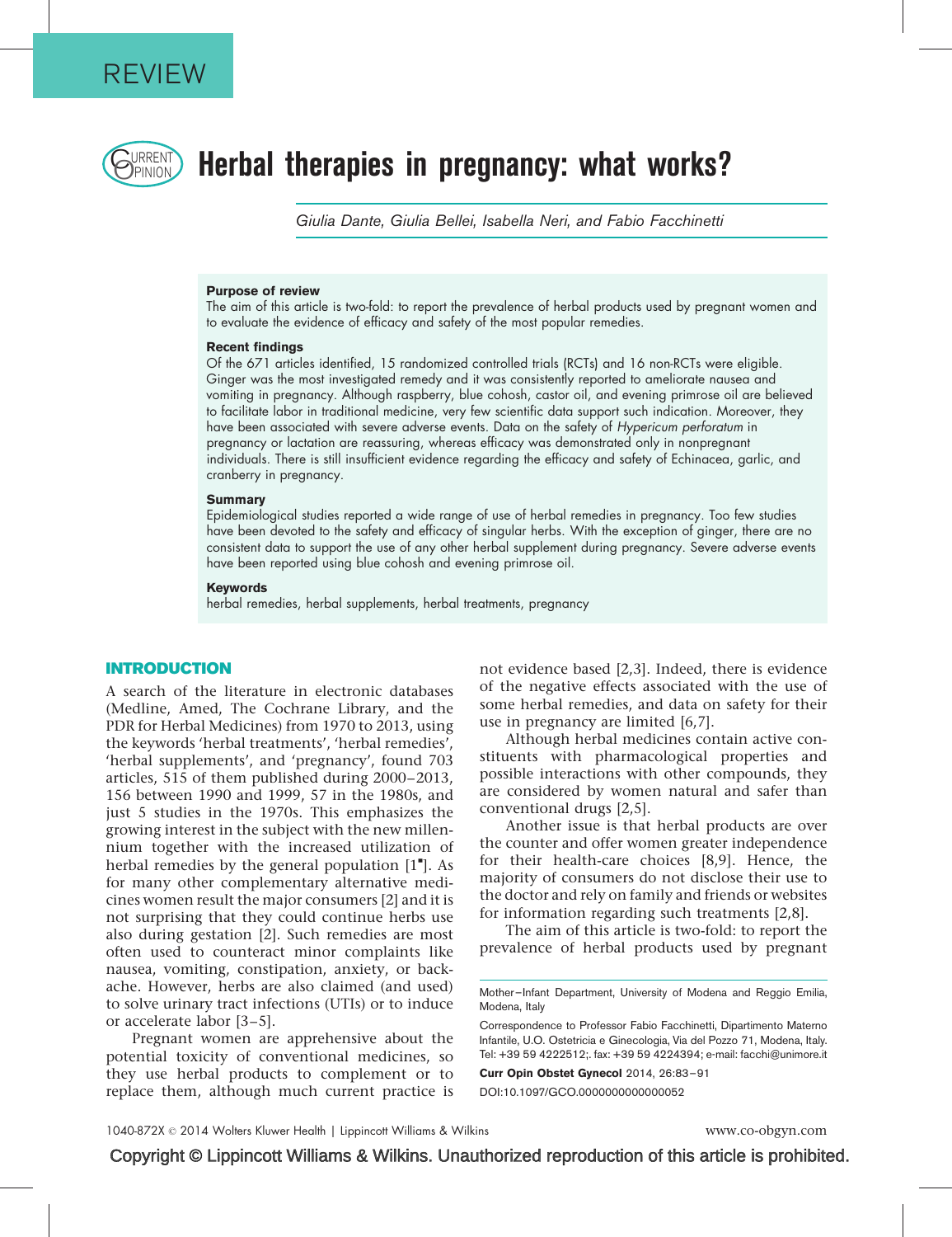REVIEW

# Herbal therapies in pregnancy: what works?

Giulia Dante, Giulia Bellei, Isabella Neri, and Fabio Facchinetti

**Purpose of review**

The aim of this article is two-fold: to report the prevalence of herbal products used by pregnant women and to evaluate the evidence of efficacy and safety of the most popular remedies.

**Recent findings**

Of the 671 articles identified, 15 randomized controlled trials (RCTs) and 16 non-RCTs were eligible. Ginger was the most investigated remedy and it was consistently reported to ameliorate nausea and vomiting in pregnancy. Although raspberry, blue cohosh, castor oil, and evening primrose oil are believed to facilitate labor in traditional medicine, very few scientific data support such indication. Moreover, they have been associated with severe adverse events. Data on the safety of *Hypericum perforatum* in pregnancy or lactation are reassuring, whereas efficacy was demonstrated only in nonpregnant individuals. There is still insufficient evidence regarding the efficacy and safety of Echinacea, garlic, and cranberry in pregnancy.

**Summary**

Epidemiological studies reported a wide range of use of herbal remedies in pregnancy. Too few studies have been devoted to the safety and efficacy of singular herbs. With the exception of ginger, there are no consistent data to support the use of any other herbal supplement during pregnancy. Severe adverse events have been reported using blue cohosh and evening primrose oil.

**Keywords**

herbal remedies, herbal supplements, herbal treatments, pregnancy

## INTRODUCTION

A search of the literature in electronic databases (Medline, Amed, The Cochrane Library, and the PDR for Herbal Medicines) from 1970 to 2013, using the keywords 'herbal treatments', 'herbal remedies', 'herbal supplements', and 'pregnancy', found 703 articles, 515 of them published during 2000–2013, 156 between 1990 and 1999, 57 in the 1980s, and just 5 studies in the 1970s. This emphasizes the growing interest in the subject with the new millennium together with the increased utilization of herbal remedies by the general population [1▪]. As for many other complementary alternative medicines women result the major consumers [2] and it is not surprising that they could continue herbs use also during gestation [2]. Such remedies are most often used to counteract minor complaints like nausea, vomiting, constipation, anxiety, or backache. However, herbs are also claimed (and used) to solve urinary tract infections (UTIs) or to induce or accelerate labor [3–5].

Pregnant women are apprehensive about the potential toxicity of conventional medicines, so they use herbal products to complement or to replace them, although much current practice is not evidence based [2,3]. Indeed, there is evidence of the negative effects associated with the use of some herbal remedies, and data on safety for their use in pregnancy are limited [6,7].

Although herbal medicines contain active constituents with pharmacological properties and possible interactions with other compounds, they are considered by women natural and safer than conventional drugs [2,5].

Another issue is that herbal products are over the counter and offer women greater independence for their health-care choices [8,9]. Hence, the majority of consumers do not disclose their use to the doctor and rely on family and friends or websites for information regarding such treatments [2,8].

The aim of this article is two-fold: to report the prevalence of herbal products used by pregnant

Mother–Infant Department, University of Modena and Reggio Emilia, Modena, Italy

Correspondence to Professor Fabio Facchinetti, Dipartimento Materno Infantile, U.O. Ostetricia e Ginecologia, Via del Pozzo 71, Modena, Italy. Tel: +39 59 4222512;. fax: +39 59 4224394; e-mail: facchi@unimore.it

**Curr Opin Obstet Gynecol** 2014, 26:83–91

DOI:10.1097/GCO.0000000000000052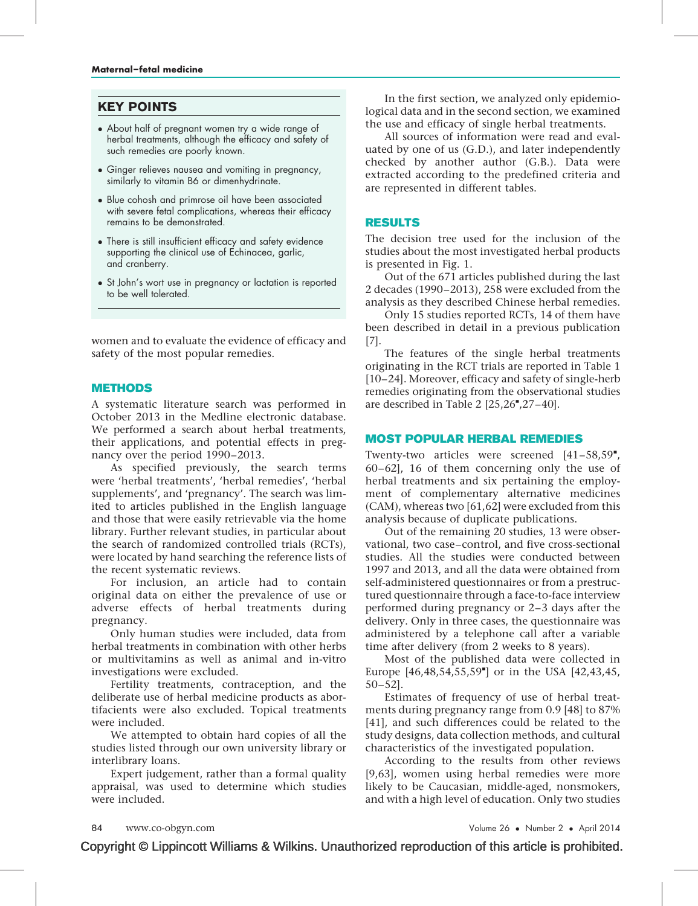## KEY POINTS

- About half of pregnant women try a wide range of herbal treatments, although the efficacy and safety of such remedies are poorly known.
- Ginger relieves nausea and vomiting in pregnancy, similarly to vitamin B6 or dimenhydrinate.
- Blue cohosh and primrose oil have been associated with severe fetal complications, whereas their efficacy remains to be demonstrated.
- There is still insufficient efficacy and safety evidence supporting the clinical use of Echinacea, garlic, and cranberry.
- St John's wort use in pregnancy or lactation is reported to be well tolerated.

women and to evaluate the evidence of efficacy and safety of the most popular remedies.

## METHODS

A systematic literature search was performed in October 2013 in the Medline electronic database. We performed a search about herbal treatments, their applications, and potential effects in pregnancy over the period 1990–2013.

As specified previously, the search terms were 'herbal treatments', 'herbal remedies', 'herbal supplements', and 'pregnancy'. The search was limited to articles published in the English language and those that were easily retrievable via the home library. Further relevant studies, in particular about the search of randomized controlled trials (RCTs), were located by hand searching the reference lists of the recent systematic reviews.

For inclusion, an article had to contain original data on either the prevalence of use or adverse effects of herbal treatments during pregnancy.

Only human studies were included, data from herbal treatments in combination with other herbs or multivitamins as well as animal and in-vitro investigations were excluded.

Fertility treatments, contraception, and the deliberate use of herbal medicine products as abortifacients were also excluded. Topical treatments were included.

We attempted to obtain hard copies of all the studies listed through our own university library or interlibrary loans.

Expert judgement, rather than a formal quality appraisal, was used to determine which studies were included.

In the first section, we analyzed only epidemiological data and in the second section, we examined the use and efficacy of single herbal treatments.

All sources of information were read and evaluated by one of us (G.D.), and later independently checked by another author (G.B.). Data were extracted according to the predefined criteria and are represented in different tables.

## RESULTS

The decision tree used for the inclusion of the studies about the most investigated herbal products is presented in Fig. 1.

Out of the 671 articles published during the last 2 decades (1990–2013), 258 were excluded from the analysis as they described Chinese herbal remedies.

Only 15 studies reported RCTs, 14 of them have been described in detail in a previous publication [7].

The features of the single herbal treatments originating in the RCT trials are reported in Table 1 [10–24]. Moreover, efficacy and safety of single-herb remedies originating from the observational studies are described in Table 2 [25,26▪,27–40].

## MOST POPULAR HERBAL REMEDIES

Twenty-two articles were screened [41–58,59▪, 60–62], 16 of them concerning only the use of herbal treatments and six pertaining the employment of complementary alternative medicines (CAM), whereas two [61,62] were excluded from this analysis because of duplicate publications.

Out of the remaining 20 studies, 13 were observational, two case–control, and five cross-sectional studies. All the studies were conducted between 1997 and 2013, and all the data were obtained from self-administered questionnaires or from a prestructured questionnaire through a face-to-face interview performed during pregnancy or 2–3 days after the delivery. Only in three cases, the questionnaire was administered by a telephone call after a variable time after delivery (from 2 weeks to 8 years).

Most of the published data were collected in Europe [46,48,54,55,59▪] or in the USA [42,43,45, 50–52].

Estimates of frequency of use of herbal treatments during pregnancy range from 0.9 [48] to 87% [41], and such differences could be related to the study designs, data collection methods, and cultural characteristics of the investigated population.

According to the results from other reviews [9,63], women using herbal remedies were more likely to be Caucasian, middle-aged, nonsmokers, and with a high level of education. Only two studies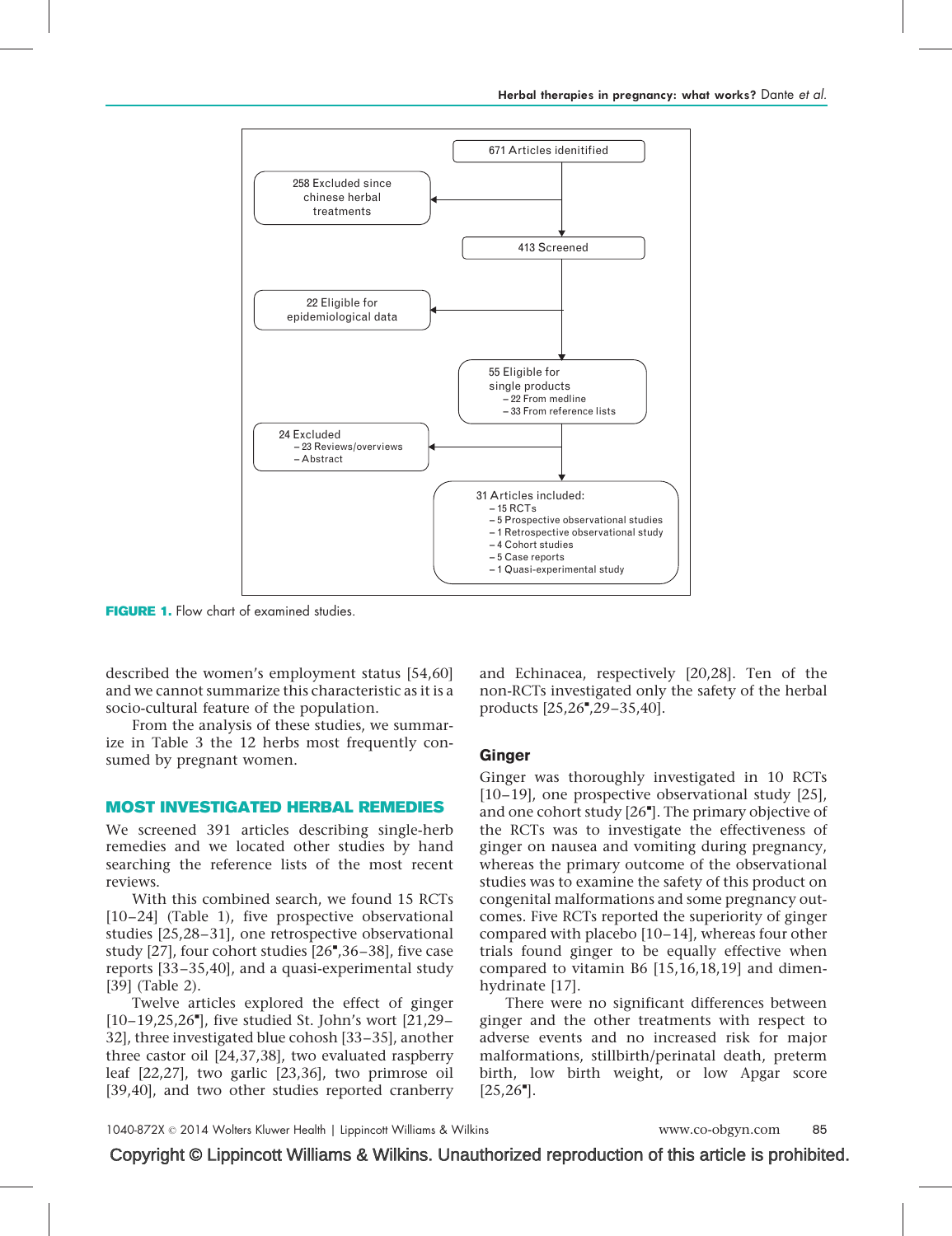671 Articles idenitified

258 Excluded since chinese herbal treatments

413 Screened

22 Eligible for epidemiological data

55 Eligible for single products
– 22 From medline
– 33 From reference lists

24 Excluded
– 23 Reviews/overviews
– Abstract

31 Articles included:
– 15 RCTs
– 5 Prospective observational studies
– 1 Retrospective observational study
– 4 Cohort studies
– 5 Case reports
– 1 Quasi-experimental study

**FIGURE 1.** Flow chart of examined studies.

described the women's employment status [54,60] and we cannot summarize this characteristic as it is a socio-cultural feature of the population.

From the analysis of these studies, we summarize in Table 3 the 12 herbs most frequently consumed by pregnant women.

## MOST INVESTIGATED HERBAL REMEDIES

We screened 391 articles describing single-herb remedies and we located other studies by hand searching the reference lists of the most recent reviews.

With this combined search, we found 15 RCTs [10–24] (Table 1), five prospective observational studies [25,28–31], one retrospective observational study [27], four cohort studies [26▪,36–38], five case reports [33–35,40], and a quasi-experimental study [39] (Table 2).

Twelve articles explored the effect of ginger [10–19,25,26▪], five studied St. John's wort [21,29–32], three investigated blue cohosh [33–35], another three castor oil [24,37,38], two evaluated raspberry leaf [22,27], two garlic [23,36], two primrose oil [39,40], and two other studies reported cranberry and Echinacea, respectively [20,28]. Ten of the non-RCTs investigated only the safety of the herbal products [25,26▪,29–35,40].

### Ginger

Ginger was thoroughly investigated in 10 RCTs [10–19], one prospective observational study [25], and one cohort study [26▪]. The primary objective of the RCTs was to investigate the effectiveness of ginger on nausea and vomiting during pregnancy, whereas the primary outcome of the observational studies was to examine the safety of this product on congenital malformations and some pregnancy outcomes. Five RCTs reported the superiority of ginger compared with placebo [10–14], whereas four other trials found ginger to be equally effective when compared to vitamin B6 [15,16,18,19] and dimenhydrinate [17].

There were no significant differences between ginger and the other treatments with respect to adverse events and no increased risk for major malformations, stillbirth/perinatal death, preterm birth, low birth weight, or low Apgar score [25,26▪].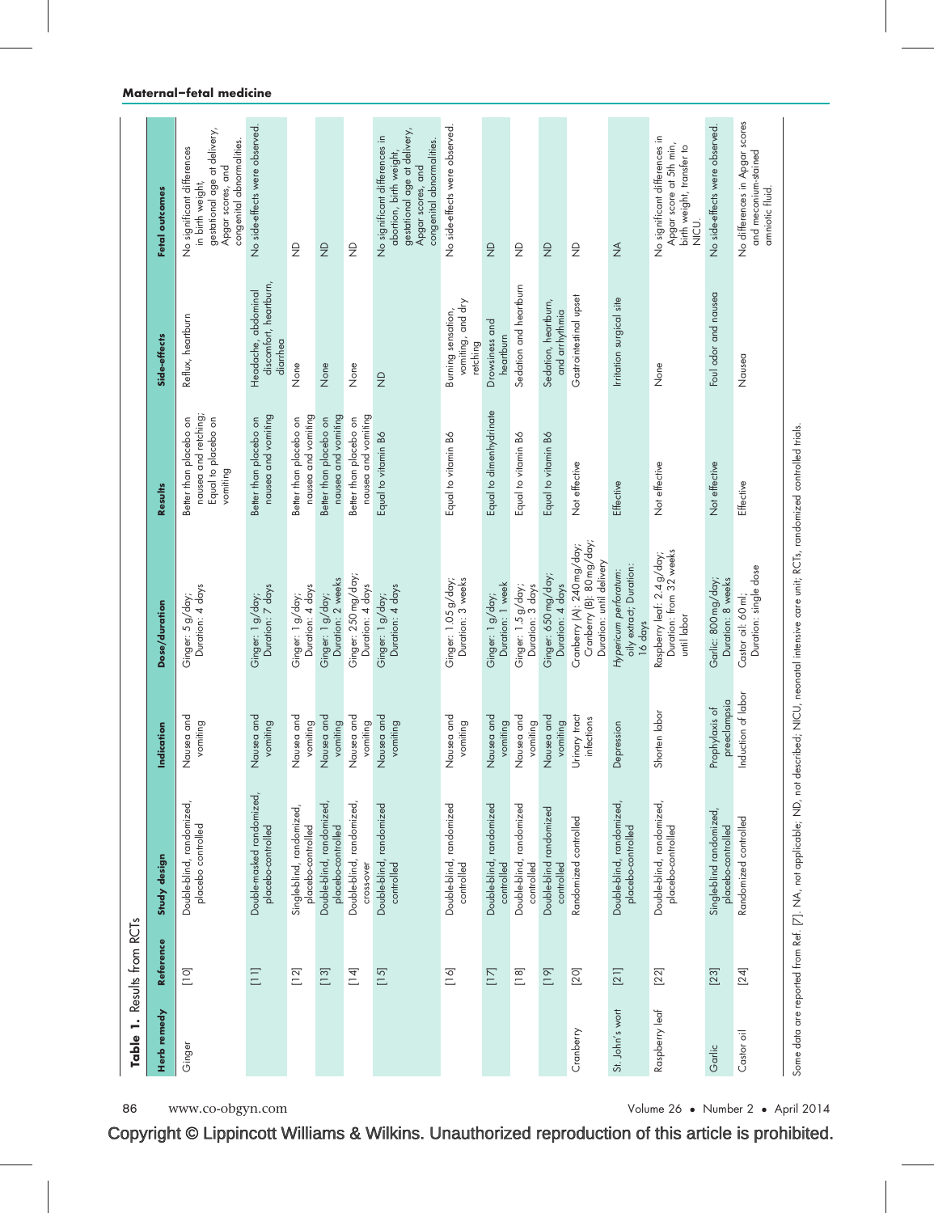**Table 1.** Results from RCTs

| Herb remedy | Reference | Study design | Indication | Dose/duration | Results | Side-effects | Fetal outcomes |
|---|---|---|---|---|---|---|---|
| Ginger | [10] | Double-blind, randomized, placebo controlled | Nausea and vomiting | Ginger: 5 g/day; Duration: 4 days | Better than placebo on nausea and retching; Equal to placebo on vomiting | Reflux, heartburn | No significant differences in birth weight, gestational age at delivery, Apgar scores, and congenital abnormalities. |
| | [11] | Double-masked randomized, placebo-controlled | Nausea and vomiting | Ginger: 1 g/day; Duration: 7 days | Better than placebo on nausea and vomiting | Headache, abdominal discomfort, heartburn, diarrhea | No side-effects were observed. |
| | [12] | Single-blind, randomized, placebo-controlled | Nausea and vomiting | Ginger: 1 g/day; Duration: 4 days | Better than placebo on nausea and vomiting | None | ND |
| | [13] | Double-blind, randomized, placebo-controlled | Nausea and vomiting | Ginger: 1 g/day; Duration: 2 weeks | Better than placebo on nausea and vomiting | None | ND |
| | [14] | Double-blind, randomized, cross-over | Nausea and vomiting | Ginger: 250 mg/day; Duration: 4 days | Better than placebo on nausea and vomiting | None | ND |
| | [15] | Double-blind, randomized controlled | Nausea and vomiting | Ginger: 1 g/day; Duration: 4 days | Equal to vitamin B6 | ND | No significant differences in abortion, birth weight, gestational age at delivery, Apgar scores, and congenital abnormalities. |
| | [16] | Double-blind, randomized controlled | Nausea and vomiting | Ginger: 1.05 g/day; Duration: 3 weeks | Equal to vitamin B6 | Burning sensation, vomiting, and dry retching | No side-effects were observed. |
| | [17] | Double-blind, randomized controlled | Nausea and vomiting | Ginger: 1 g/day; Duration: 1 week | Equal to dimenhydrinate | Drowsiness and heartburn | ND |
| | [18] | Double-blind, randomized controlled | Nausea and vomiting | Ginger: 1.5 g/day; Duration: 3 days | Equal to vitamin B6 | Sedation and heartburn | ND |
| | [19] | Double-blind randomized controlled | Nausea and vomiting | Ginger: 650 mg/day; Duration: 4 days | Equal to vitamin B6 | Sedation, heartburn, and arrhythmia | ND |
| Cranberry | [20] | Randomized controlled | Urinary tract infections | Cranberry (A): 240 mg/day; Cranberry (B): 80 mg/day; Duration: until delivery | Not effective | Gastrointestinal upset | ND |
| St. John's wort | [21] | Double-blind, randomized, placebo-controlled | Depression | *Hypericum perforatum*: oily extract; Duration: 16 days | Effective | Irritation surgical site | NA |
| Raspberry leaf | [22] | Double-blind, randomized, placebo-controlled | Shorten labor | Raspberry leaf: 2.4 g/day; Duration: from 32 weeks until labor | Not effective | None | No significant differences in Apgar score at 5th min, birth weight, transfer to NICU. |
| Garlic | [23] | Single-blind randomized, placebo-controlled | Prophylaxis of preeclampsia | Garlic: 800 mg/day; Duration: 8 weeks | Not effective | Foul odor and nausea | No side-effects were observed. |
| Castor oil | [24] | Randomized controlled | Induction of labor | Castor oil: 60 ml; Duration: single dose | Effective | Nausea | No differences in Apgar scores and meconium-stained amniotic fluid |

Some data are reported from Ref. [7]. NA, not applicable; ND, not described; NICU, neonatal intensive care unit; RCTs, randomized controlled trials.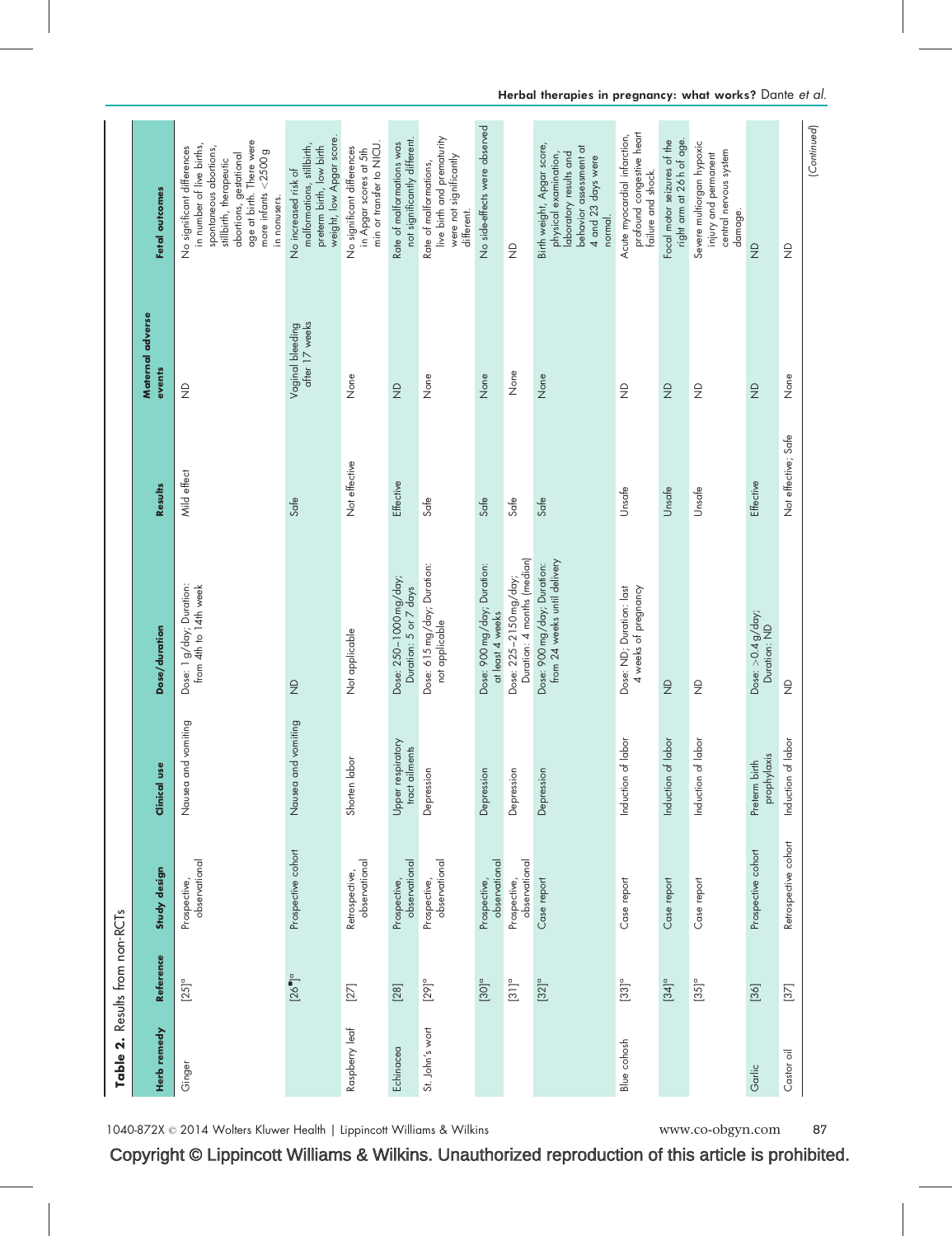**Table 2.** Results from non-RCTs

| Herb remedy | Reference | Study design | Clinical use | Dose/duration | Results | Maternal adverse events | Fetal outcomes |
|---|---|---|---|---|---|---|---|
| Ginger | [25][a] | Prospective, observational | Nausea and vomiting | Dose: 1 g/day; Duration: from 4th to 14th week | Mild effect | ND | No significant differences in number of live births, spontaneous abortions, stillbirth, therapeutic abortions, gestational age at birth. There were more infants <2500 g in nonusers. |
| | [26■][a] | Prospective cohort | Nausea and vomiting | ND | Safe | Vaginal bleeding after 17 weeks | No increased risk of malformations, stillbirth, preterm birth, low birth weight, low Apgar score. |
| Raspberry leaf | [27] | Retrospective, observational | Shorten labor | Not applicable | Not effective | None | No significant differences in Apgar scores at 5th min or transfer to NICU. |
| Echinacea | [28] | Prospective, observational | Upper respiratory tract ailments | Dose: 250–1000 mg/day; Duration: 5 or 7 days | Effective | ND | Rate of malformations was not significantly different. |
| St. John's wort | [29][a] | Prospective, observational | Depression | Dose: 615 mg/day; Duration: not applicable | Safe | None | Rate of malformations, live birth and prematurity were not significantly different. |
| | [30][a] | Prospective, observational | Depression | Dose: 900 mg/day; Duration: at least 4 weeks | Safe | None | No side-effects were observed |
| | [31][a] | Prospective, observational | Depression | Dose: 225–2150 mg/day; Duration: 4 months (median) | Safe | None | ND |
| | [32][a] | Case report | Depression | Dose: 900 mg/day; Duration: from 24 weeks until delivery | Safe | None | Birth weight, Apgar score, physical examination, laboratory results and behavior assessment at 4 and 23 days were normal. |
| Blue cohosh | [33][a] | Case report | Induction of labor | Dose: ND; Duration: last 4 weeks of pregnancy | Unsafe | ND | Acute myocardial infarction, profound congestive heart failure and shock. |
| | [34][a] | Case report | Induction of labor | ND | Unsafe | ND | Focal motor seizures of the right arm at 26 h of age. |
| | [35][a] | Case report | Induction of labor | ND | Unsafe | ND | Severe multiorgan hypoxic injury and permanent central nervous system damage. |
| Garlic | [36] | Prospective cohort | Preterm birth prophylaxis | Dose: >0.4 g/day; Duration: ND | Effective | ND | ND |
| Castor oil | [37] | Retrospective cohort | Induction of labor | ND | Not effective; Safe | None | ND |

(Continued)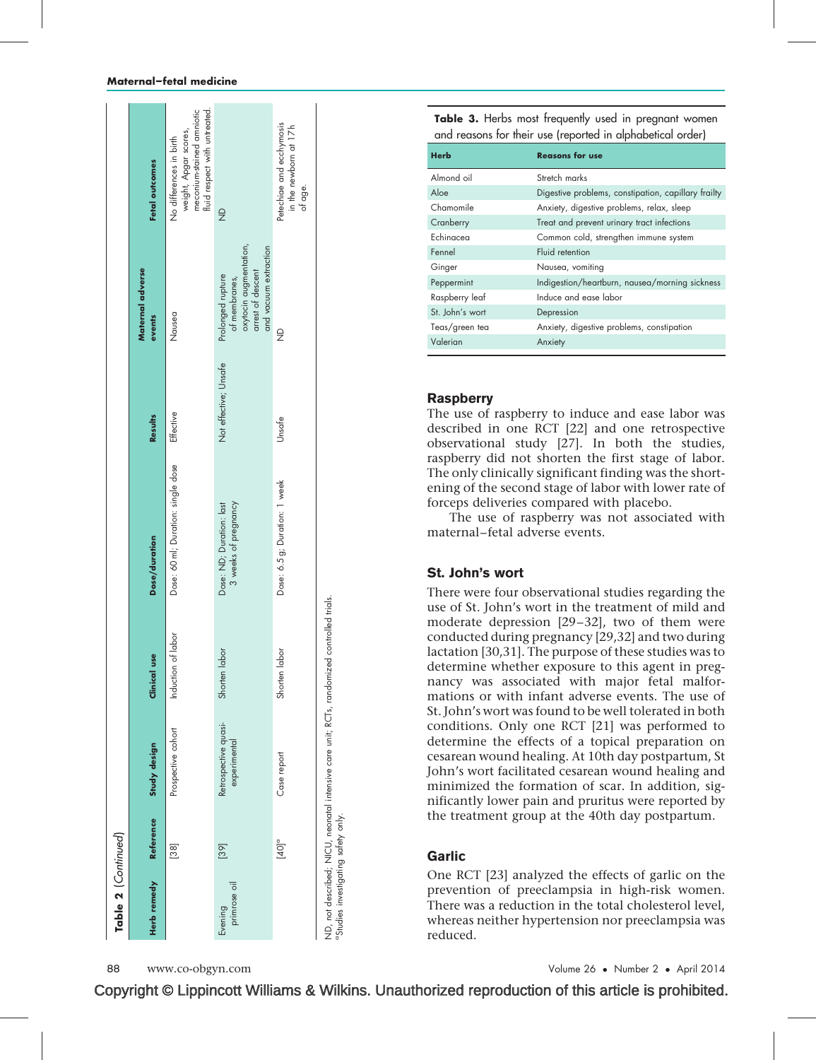**Table 2** (*Continued*)

| Herb remedy | Reference | Study design | Clinical use | Dose/duration | Results | Maternal adverse events | Fetal outcomes |
|---|---|---|---|---|---|---|---|
| | [38] | Prospective cohort | Induction of labor | Dose: 60 ml; Duration: single dose | Effective | Nausea | No differences in birth weight, Apgar scores, meconium-stained amniotic fluid respect with untreated. |
| Evening primrose oil | [39] | Retrospective quasi-experimental | Shorten labor | Dose: ND; Duration: last 3 weeks of pregnancy | Not effective; Unsafe | Prolonged rupture of membranes, oxytocin augmentation, arrest of descent and vacuum extraction | ND |
| | [40][a] | Case report | Shorten labor | Dose: 6.5 g; Duration: 1 week | Unsafe | ND | Petechiae and ecchymosis in the newborn at 17 h of age. |

ND, not described; NICU, neonatal intensive care unit; RCTs, randomized controlled trials.
[a]Studies investigating safety only.

**Table 3.** Herbs most frequently used in pregnant women and reasons for their use (reported in alphabetical order)

| Herb | Reasons for use |
|---|---|
| Almond oil | Stretch marks |
| Aloe | Digestive problems, constipation, capillary frailty |
| Chamomile | Anxiety, digestive problems, relax, sleep |
| Cranberry | Treat and prevent urinary tract infections |
| Echinacea | Common cold, strengthen immune system |
| Fennel | Fluid retention |
| Ginger | Nausea, vomiting |
| Peppermint | Indigestion/heartburn, nausea/morning sickness |
| Raspberry leaf | Induce and ease labor |
| St. John's wort | Depression |
| Teas/green tea | Anxiety, digestive problems, constipation |
| Valerian | Anxiety |

## Raspberry

The use of raspberry to induce and ease labor was described in one RCT [22] and one retrospective observational study [27]. In both the studies, raspberry did not shorten the first stage of labor. The only clinically significant finding was the shortening of the second stage of labor with lower rate of forceps deliveries compared with placebo.

The use of raspberry was not associated with maternal–fetal adverse events.

## St. John's wort

There were four observational studies regarding the use of St. John's wort in the treatment of mild and moderate depression [29–32], two of them were conducted during pregnancy [29,32] and two during lactation [30,31]. The purpose of these studies was to determine whether exposure to this agent in pregnancy was associated with major fetal malformations or with infant adverse events. The use of St. John's wort was found to be well tolerated in both conditions. Only one RCT [21] was performed to determine the effects of a topical preparation on cesarean wound healing. At 10th day postpartum, St John's wort facilitated cesarean wound healing and minimized the formation of scar. In addition, significantly lower pain and pruritus were reported by the treatment group at the 40th day postpartum.

## Garlic

One RCT [23] analyzed the effects of garlic on the prevention of preeclampsia in high-risk women. There was a reduction in the total cholesterol level, whereas neither hypertension nor preeclampsia was reduced.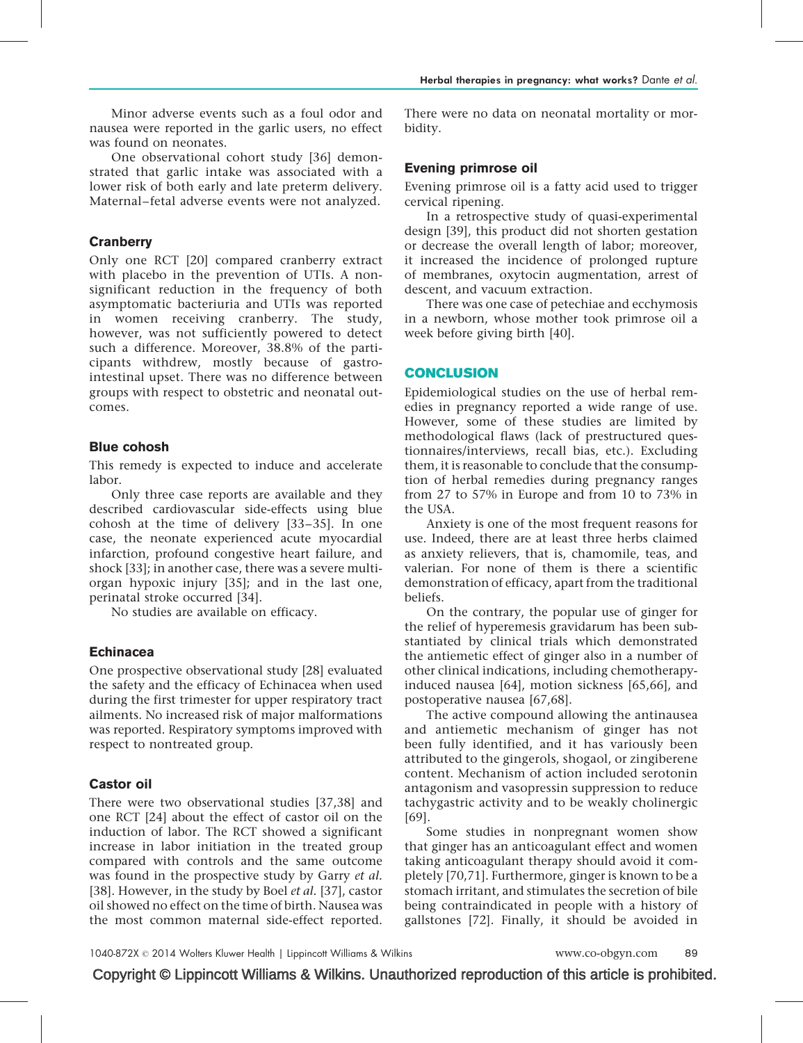Minor adverse events such as a foul odor and nausea were reported in the garlic users, no effect was found on neonates.

One observational cohort study [36] demonstrated that garlic intake was associated with a lower risk of both early and late preterm delivery. Maternal–fetal adverse events were not analyzed.

### Cranberry

Only one RCT [20] compared cranberry extract with placebo in the prevention of UTIs. A nonsignificant reduction in the frequency of both asymptomatic bacteriuria and UTIs was reported in women receiving cranberry. The study, however, was not sufficiently powered to detect such a difference. Moreover, 38.8% of the participants withdrew, mostly because of gastrointestinal upset. There was no difference between groups with respect to obstetric and neonatal outcomes.

### Blue cohosh

This remedy is expected to induce and accelerate labor.

Only three case reports are available and they described cardiovascular side-effects using blue cohosh at the time of delivery [33–35]. In one case, the neonate experienced acute myocardial infarction, profound congestive heart failure, and shock [33]; in another case, there was a severe multiorgan hypoxic injury [35]; and in the last one, perinatal stroke occurred [34].

No studies are available on efficacy.

### Echinacea

One prospective observational study [28] evaluated the safety and the efficacy of Echinacea when used during the first trimester for upper respiratory tract ailments. No increased risk of major malformations was reported. Respiratory symptoms improved with respect to nontreated group.

### Castor oil

There were two observational studies [37,38] and one RCT [24] about the effect of castor oil on the induction of labor. The RCT showed a significant increase in labor initiation in the treated group compared with controls and the same outcome was found in the prospective study by Garry *et al.* [38]. However, in the study by Boel *et al.* [37], castor oil showed no effect on the time of birth. Nausea was the most common maternal side-effect reported. There were no data on neonatal mortality or morbidity.

### Evening primrose oil

Evening primrose oil is a fatty acid used to trigger cervical ripening.

In a retrospective study of quasi-experimental design [39], this product did not shorten gestation or decrease the overall length of labor; moreover, it increased the incidence of prolonged rupture of membranes, oxytocin augmentation, arrest of descent, and vacuum extraction.

There was one case of petechiae and ecchymosis in a newborn, whose mother took primrose oil a week before giving birth [40].

## CONCLUSION

Epidemiological studies on the use of herbal remedies in pregnancy reported a wide range of use. However, some of these studies are limited by methodological flaws (lack of prestructured questionnaires/interviews, recall bias, etc.). Excluding them, it is reasonable to conclude that the consumption of herbal remedies during pregnancy ranges from 27 to 57% in Europe and from 10 to 73% in the USA.

Anxiety is one of the most frequent reasons for use. Indeed, there are at least three herbs claimed as anxiety relievers, that is, chamomile, teas, and valerian. For none of them is there a scientific demonstration of efficacy, apart from the traditional beliefs.

On the contrary, the popular use of ginger for the relief of hyperemesis gravidarum has been substantiated by clinical trials which demonstrated the antiemetic effect of ginger also in a number of other clinical indications, including chemotherapy-induced nausea [64], motion sickness [65,66], and postoperative nausea [67,68].

The active compound allowing the antinausea and antiemetic mechanism of ginger has not been fully identified, and it has variously been attributed to the gingerols, shogaol, or zingiberene content. Mechanism of action included serotonin antagonism and vasopressin suppression to reduce tachygastric activity and to be weakly cholinergic [69].

Some studies in nonpregnant women show that ginger has an anticoagulant effect and women taking anticoagulant therapy should avoid it completely [70,71]. Furthermore, ginger is known to be a stomach irritant, and stimulates the secretion of bile being contraindicated in people with a history of gallstones [72]. Finally, it should be avoided in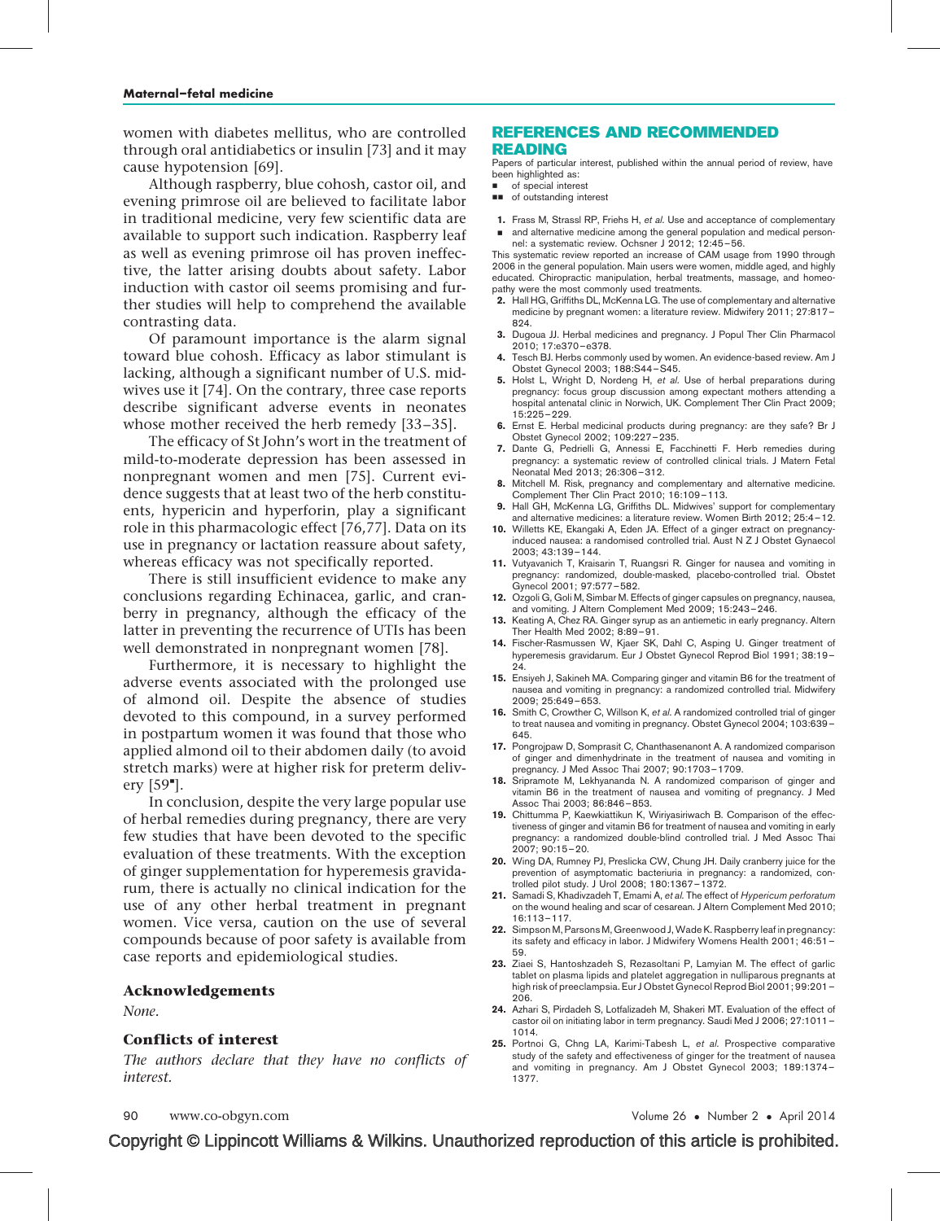women with diabetes mellitus, who are controlled through oral antidiabetics or insulin [73] and it may cause hypotension [69].

Although raspberry, blue cohosh, castor oil, and evening primrose oil are believed to facilitate labor in traditional medicine, very few scientific data are available to support such indication. Raspberry leaf as well as evening primrose oil has proven ineffective, the latter arising doubts about safety. Labor induction with castor oil seems promising and further studies will help to comprehend the available contrasting data.

Of paramount importance is the alarm signal toward blue cohosh. Efficacy as labor stimulant is lacking, although a significant number of U.S. midwives use it [74]. On the contrary, three case reports describe significant adverse events in neonates whose mother received the herb remedy [33–35].

The efficacy of St John's wort in the treatment of mild-to-moderate depression has been assessed in nonpregnant women and men [75]. Current evidence suggests that at least two of the herb constituents, hypericin and hyperforin, play a significant role in this pharmacologic effect [76,77]. Data on its use in pregnancy or lactation reassure about safety, whereas efficacy was not specifically reported.

There is still insufficient evidence to make any conclusions regarding Echinacea, garlic, and cranberry in pregnancy, although the efficacy of the latter in preventing the recurrence of UTIs has been well demonstrated in nonpregnant women [78].

Furthermore, it is necessary to highlight the adverse events associated with the prolonged use of almond oil. Despite the absence of studies devoted to this compound, in a survey performed in postpartum women it was found that those who applied almond oil to their abdomen daily (to avoid stretch marks) were at higher risk for preterm delivery [59▪].

In conclusion, despite the very large popular use of herbal remedies during pregnancy, there are very few studies that have been devoted to the specific evaluation of these treatments. With the exception of ginger supplementation for hyperemesis gravidarum, there is actually no clinical indication for the use of any other herbal treatment in pregnant women. Vice versa, caution on the use of several compounds because of poor safety is available from case reports and epidemiological studies.

## Acknowledgements

*None.*

## Conflicts of interest

*The authors declare that they have no conflicts of interest.*

## REFERENCES AND RECOMMENDED READING

Papers of particular interest, published within the annual period of review, have been highlighted as:

▪ of special interest

▪▪ of outstanding interest

1. ▪ Frass M, Strassl RP, Friehs H, *et al.* Use and acceptance of complementary and alternative medicine among the general population and medical personnel: a systematic review. Ochsner J 2012; 12:45–56.

   This systematic review reported an increase of CAM usage from 1990 through 2006 in the general population. Main users were women, middle aged, and highly educated. Chiropractic manipulation, herbal treatments, massage, and homeopathy were the most commonly used treatments.
2. Hall HG, Griffiths DL, McKenna LG. The use of complementary and alternative medicine by pregnant women: a literature review. Midwifery 2011; 27:817–824.
3. Dugoua JJ. Herbal medicines and pregnancy. J Popul Ther Clin Pharmacol 2010; 17:e370–e378.
4. Tesch BJ. Herbs commonly used by women. An evidence-based review. Am J Obstet Gynecol 2003; 188:S44–S45.
5. Holst L, Wright D, Nordeng H, *et al.* Use of herbal preparations during pregnancy: focus group discussion among expectant mothers attending a hospital antenatal clinic in Norwich, UK. Complement Ther Clin Pract 2009; 15:225–229.
6. Ernst E. Herbal medicinal products during pregnancy: are they safe? Br J Obstet Gynecol 2002; 109:227–235.
7. Dante G, Pedrielli G, Annessi E, Facchinetti F. Herb remedies during pregnancy: a systematic review of controlled clinical trials. J Matern Fetal Neonatal Med 2013; 26:306–312.
8. Mitchell M. Risk, pregnancy and complementary and alternative medicine. Complement Ther Clin Pract 2010; 16:109–113.
9. Hall GH, McKenna LG, Griffiths DL. Midwives' support for complementary and alternative medicines: a literature review. Women Birth 2012; 25:4–12.
10. Willetts KE, Ekangaki A, Eden JA. Effect of a ginger extract on pregnancy-induced nausea: a randomised controlled trial. Aust N Z J Obstet Gynaecol 2003; 43:139–144.
11. Vutyavanich T, Kraisarin T, Ruangsri R. Ginger for nausea and vomiting in pregnancy: randomized, double-masked, placebo-controlled trial. Obstet Gynecol 2001; 97:577–582.
12. Ozgoli G, Goli M, Simbar M. Effects of ginger capsules on pregnancy, nausea, and vomiting. J Altern Complement Med 2009; 15:243–246.
13. Keating A, Chez RA. Ginger syrup as an antiemetic in early pregnancy. Altern Ther Health Med 2002; 8:89–91.
14. Fischer-Rasmussen W, Kjaer SK, Dahl C, Asping U. Ginger treatment of hyperemesis gravidarum. Eur J Obstet Gynecol Reprod Biol 1991; 38:19–24.
15. Ensiyeh J, Sakineh MA. Comparing ginger and vitamin B6 for the treatment of nausea and vomiting in pregnancy: a randomized controlled trial. Midwifery 2009; 25:649–653.
16. Smith C, Crowther C, Willson K, *et al.* A randomized controlled trial of ginger to treat nausea and vomiting in pregnancy. Obstet Gynecol 2004; 103:639–645.
17. Pongrojpaw D, Somprasit C, Chanthasenanont A. A randomized comparison of ginger and dimenhydrinate in the treatment of nausea and vomiting in pregnancy. J Med Assoc Thai 2007; 90:1703–1709.
18. Sripramote M, Lekhyananda N. A randomized comparison of ginger and vitamin B6 in the treatment of nausea and vomiting of pregnancy. J Med Assoc Thai 2003; 86:846–853.
19. Chittumma P, Kaewkiattikun K, Wiriyasiriwach B. Comparison of the effectiveness of ginger and vitamin B6 for treatment of nausea and vomiting in early pregnancy: a randomized double-blind controlled trial. J Med Assoc Thai 2007; 90:15–20.
20. Wing DA, Rumney PJ, Preslicka CW, Chung JH. Daily cranberry juice for the prevention of asymptomatic bacteriuria in pregnancy: a randomized, controlled pilot study. J Urol 2008; 180:1367–1372.
21. Samadi S, Khadivzadeh T, Emami A, *et al.* The effect of *Hypericum perforatum* on the wound healing and scar of cesarean. J Altern Complement Med 2010; 16:113–117.
22. Simpson M, Parsons M, Greenwood J, Wade K. Raspberry leaf in pregnancy: its safety and efficacy in labor. J Midwifery Womens Health 2001; 46:51–59.
23. Ziaei S, Hantoshzadeh S, Rezasoltani P, Lamyian M. The effect of garlic tablet on plasma lipids and platelet aggregation in nulliparous pregnants at high risk of preeclampsia. Eur J Obstet Gynecol Reprod Biol 2001; 99:201–206.
24. Azhari S, Pirdadeh S, Lotfalizadeh M, Shakeri MT. Evaluation of the effect of castor oil on initiating labor in term pregnancy. Saudi Med J 2006; 27:1011–1014.
25. Portnoi G, Chng LA, Karimi-Tabesh L, *et al.* Prospective comparative study of the safety and effectiveness of ginger for the treatment of nausea and vomiting in pregnancy. Am J Obstet Gynecol 2003; 189:1374–1377.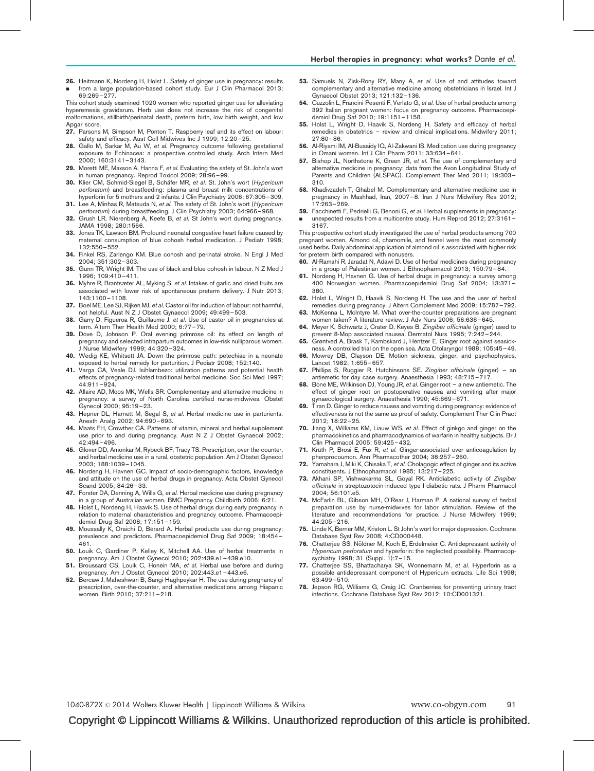26. Heitmann K, Nordeng H, Holst L. Safety of ginger use in pregnancy: results ▪ from a large population-based cohort study. Eur J Clin Pharmacol 2013; 69:269–277.

This cohort study examined 1020 women who reported ginger use for alleviating hyperemesis gravidarum. Herb use does not increase the risk of congenital malformations, stillbirth/perinatal death, preterm birth, low birth weight, and low Apgar score.

27. Parsons M, Simpson M, Ponton T. Raspberry leaf and its effect on labour: safety and efficacy. Aust Coll Midwives Inc J 1999; 12:20–25.
28. Gallo M, Sarkar M, Au W, *et al.* Pregnancy outcome following gestational exposure to Echinacea: a prospective controlled study. Arch Intern Med 2000; 160:3141–3143.
29. Moretti ME, Maxson A, Hanna F, *et al.* Evaluating the safety of St. John's wort in human pregnancy. Reprod Toxicol 2009; 28:96–99.
30. Klier CM, Schmid-Siegel B, Schäfer MR, *et al.* St. John's wort (*Hypericum perforatum*) and breastfeeding: plasma and breast milk concentrations of hyperforin for 5 mothers and 2 infants. J Clin Psychiatry 2006; 67:305–309.
31. Lee A, Minhas R, Matsuda N, *et al.* The safety of St. John's wort (*Hypericum perforatum*) during breastfeeding. J Clin Psychiatry 2003; 64:966–968.
32. Grush LR, Nierenberg A, Keefe B, *et al.* St John's wort during pregnancy. JAMA 1998; 280:1566.
33. Jones TK, Lawson BM. Profound neonatal congestive heart failure caused by maternal consumption of blue cohosh herbal medication. J Pediatr 1998; 132:550–552.
34. Finkel RS, Zarlengo KM. Blue cohosh and perinatal stroke. N Engl J Med 2004; 351:302–303.
35. Gunn TR, Wright IM. The use of black and blue cohosh in labour. N Z Med J 1996; 109:410–411.
36. Myhre R, Brantsæter AL, Myking S, *et al.* Intakes of garlic and dried fruits are associated with lower risk of spontaneous preterm delivery. J Nutr 2013; 143:1100–1108.
37. Boel ME, Lee SJ, Rijken MJ, *et al.* Castor oil for induction of labour: not harmful, not helpful. Aust N Z J Obstet Gynaecol 2009; 49:499–503.
38. Garry D, Figueroa R, Guillaume J, *et al.* Use of castor oil in pregnancies at term. Altern Ther Health Med 2000; 6:77–79.
39. Dove D, Johnson P. Oral evening primrose oil: its effect on length of pregnancy and selected intrapartum outcomes in low-risk nulliparous women. J Nurse Midwifery 1999; 44:320–324.
40. Wedig KE, Whitsett JA. Down the primrose path: petechiae in a neonate exposed to herbal remedy for parturition. J Pediatr 2008; 152:140.
41. Varga CA, Veale DJ. Isihlambezo: utilization patterns and potential health effects of pregnancy-related traditional herbal medicine. Soc Sci Med 1997; 44:911–924.
42. Allaire AD, Moos MK, Wells SR. Complementary and alternative medicine in pregnancy: a survey of North Carolina certified nurse-midwives. Obstet Gynecol 2000; 95:19–23.
43. Hepner DL, Harnett M, Segal S, *et al.* Herbal medicine use in parturients. Anesth Analg 2002; 94:690–693.
44. Maats FH, Crowther CA. Patterns of vitamin, mineral and herbal supplement use prior to and during pregnancy. Aust N Z J Obstet Gynaecol 2002; 42:494–496.
45. Glover DD, Amonkar M, Rybeck BF, Tracy TS. Prescription, over-the-counter, and herbal medicine use in a rural, obstetric population. Am J Obstet Gynecol 2003; 188:1039–1045.
46. Nordeng H, Havnen GC. Impact of socio-demographic factors, knowledge and attitude on the use of herbal drugs in pregnancy. Acta Obstet Gynecol Scand 2005; 84:26–33.
47. Forster DA, Denning A, Wills G, *et al.* Herbal medicine use during pregnancy in a group of Australian women. BMC Pregnancy Childbirth 2006; 6:21.
48. Holst L, Nordeng H, Haavik S. Use of herbal drugs during early pregnancy in relation to maternal characteristics and pregnancy outcome. Pharmacoepidemiol Drug Saf 2008; 17:151–159.
49. Moussally K, Oraichi D, Bérard A. Herbal products use during pregnancy: prevalence and predictors. Pharmacoepidemiol Drug Saf 2009; 18:454–461.
50. Louik C, Gardiner P, Kelley K, Mitchell AA. Use of herbal treatments in pregnancy. Am J Obstet Gynecol 2010; 202:439.e1–439.e10.
51. Broussard CS, Louik C, Honein MA, *et al.* Herbal use before and during pregnancy. Am J Obstet Gynecol 2010; 202:443.e1–443.e6.
52. Bercaw J, Maheshwari B, Sangi-Haghpeykar H. The use during pregnancy of prescription, over-the-counter, and alternative medications among Hispanic women. Birth 2010; 37:211–218.
53. Samuels N, Zisk-Rony RY, Many A, *et al.* Use of and attitudes toward complementary and alternative medicine among obstetricians in Israel. Int J Gynaecol Obstet 2013; 121:132–136.
54. Cuzzolin L, Francini-Pesenti F, Verlato G, *et al.* Use of herbal products among 392 Italian pregnant women: focus on pregnancy outcome. Pharmacoepidemiol Drug Saf 2010; 19:1151–1158.
55. Holst L, Wright D, Haavik S, Nordeng H. Safety and efficacy of herbal remedies in obstetrics – review and clinical implications. Midwifery 2011; 27:80–86.
56. Al-Riyami IM, Al-Busaidy IQ, Al-Zakwani IS. Medication use during pregnancy in Omani women. Int J Clin Pharm 2011; 33:634–641.
57. Bishop JL, Northstone K, Green JR, *et al.* The use of complementary and alternative medicine in pregnancy: data from the Avon Longitudinal Study of Parents and Children (ALSPAC). Complement Ther Med 2011; 19:303–310.
58. Khadivzadeh T, Ghabel M. Complementary and alternative medicine use in pregnancy in Mashhad, Iran, 2007–8. Iran J Nurs Midwifery Res 2012; 17:263–269.
59. Facchinetti F, Pedrielli G, Benoni G, *et al.* Herbal supplements in pregnancy: ▪ unexpected results from a multicentre study. Hum Reprod 2012; 27:3161–3167.

This prospective cohort study investigated the use of herbal products among 700 pregnant women. Almond oil, chamomile, and fennel were the most commonly used herbs. Daily abdominal application of almond oil is associated with higher risk for preterm birth compared with nonusers.

60. Al-Ramahi R, Jaradat N, Adawi D. Use of herbal medicines during pregnancy in a group of Palestinian women. J Ethnopharmacol 2013; 150:79–84.
61. Nordeng H, Havnen G. Use of herbal drugs in pregnancy: a survey among 400 Norwegian women. Pharmacoepidemiol Drug Saf 2004; 13:371–380.
62. Holst L, Wright D, Haavik S, Nordeng H. The use and the user of herbal remedies during pregnancy. J Altern Complement Med 2009; 15:787–792.
63. McKenna L, McIntyre M. What over-the-counter preparations are pregnant women taken? A literature review. J Adv Nurs 2006; 56:636–645.
64. Meyer K, Schwartz J, Crater D, Keyes B. *Zingiber officinale* (ginger) used to prevent 8-Mop associated nausea. Dermatol Nurs 1995; 7:242–244.
65. Grøntved A, Brask T, Kambskard J, Hentzer E. Ginger root against seasickness. A controlled trial on the open sea. Acta Otolaryngol 1988; 105:45–49.
66. Mowrey DB, Clayson DE. Motion sickness, ginger, and psychophysics. Lancet 1982; 1:655–657.
67. Phillips S, Ruggier R, Hutchinsons SE. *Zingiber officinale* (ginger) – an antiemetic for day case surgery. Anaesthesia 1993; 48:715–717.
68. Bone ME, Wilkinson DJ, Young JR, *et al.* Ginger root – a new antiemetic. The effect of ginger root on postoperative nausea and vomiting after major gynaecological surgery. Anaesthesia 1990; 45:669–671.
69. Tiran D. Ginger to reduce nausea and vomiting during pregnancy: evidence of effectiveness is not the same as proof of safety. Complement Ther Clin Pract 2012; 18:22–25.
70. Jiang X, Williams KM, Liauw WS, *et al.* Effect of ginkgo and ginger on the pharmacokinetics and pharmacodynamics of warfarin in healthy subjects. Br J Clin Pharmacol 2005; 59:425–432.
71. Krüth P, Brosi E, Fux R, *et al.* Ginger-associated over anticoagulation by phenprocoumon. Ann Pharmacother 2004; 38:257–260.
72. Yamahara J, Miki K, Chisaka T, *et al.* Cholagogic effect of ginger and its active constituents. J Ethnopharmacol 1985; 13:217–225.
73. Akhani SP, Vishwakarma SL, Goyal RK. Antidiabetic activity of *Zingiber officinale* in streptozotocin-induced type I diabetic rats. J Pharm Pharmacol 2004; 56:101.e5.
74. McFarlin BL, Gibson MH, O'Rear J, Harman P. A national survey of herbal preparation use by nurse-midwives for labor stimulation. Review of the literature and recommendations for practice. J Nurse Midwifery 1999; 44:205–216.
75. Linde K, Berner MM, Kriston L. St John's wort for major depression. Cochrane Database Syst Rev 2008; 4:CD000448.
76. Chatterjee SS, Nöldner M, Koch E, Erdelmeier C. Antidepressant activity of *Hypericum perforatum* and hyperforin: the neglected possibility. Pharmacopsychiatry 1998; 31 (Suppl. 1):7–15.
77. Chatterjee SS, Bhattacharya SK, Wonnemann M, *et al.* Hyperforin as a possible antidepressant component of Hypericum extracts. Life Sci 1998; 63:499–510.
78. Jepson RG, Williams G, Craig JC. Cranberries for preventing urinary tract infections. Cochrane Database Syst Rev 2012; 10:CD001321.